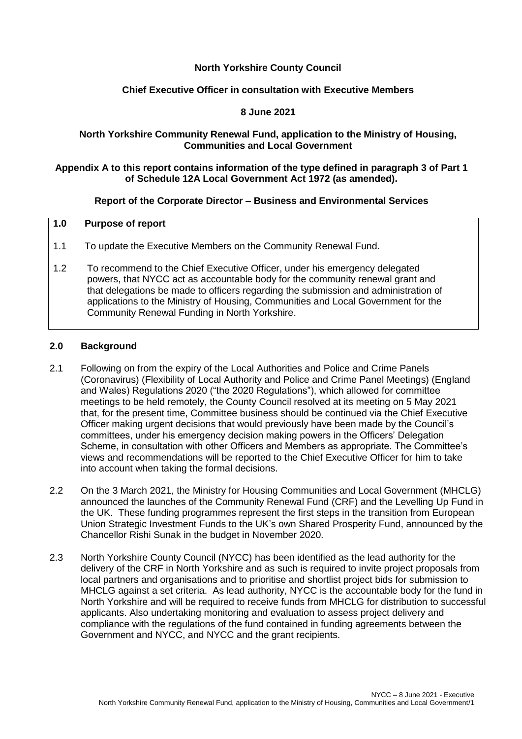**North Yorkshire County Council**

**Chief Executive Officer in consultation with Executive Members**

**8 June 2021**

**North Yorkshire Community Renewal Fund, application to the Ministry of Housing, Communities and Local Government**

**Appendix A to this report contains information of the type defined in paragraph 3 of Part 1 of Schedule 12A Local Government Act 1972 (as amended).**

**Report of the Corporate Director – Business and Environmental Services**

## 1.0 Purpose of report

1.1 To update the Executive Members on the Community Renewal Fund.

1.2 To recommend to the Chief Executive Officer, under his emergency delegated powers, that NYCC act as accountable body for the community renewal grant and that delegations be made to officers regarding the submission and administration of applications to the Ministry of Housing, Communities and Local Government for the Community Renewal Funding in North Yorkshire.

## 2.0 Background

2.1 Following on from the expiry of the Local Authorities and Police and Crime Panels (Coronavirus) (Flexibility of Local Authority and Police and Crime Panel Meetings) (England and Wales) Regulations 2020 ("the 2020 Regulations"), which allowed for committee meetings to be held remotely, the County Council resolved at its meeting on 5 May 2021 that, for the present time, Committee business should be continued via the Chief Executive Officer making urgent decisions that would previously have been made by the Council's committees, under his emergency decision making powers in the Officers' Delegation Scheme, in consultation with other Officers and Members as appropriate. The Committee's views and recommendations will be reported to the Chief Executive Officer for him to take into account when taking the formal decisions.

2.2 On the 3 March 2021, the Ministry for Housing Communities and Local Government (MHCLG) announced the launches of the Community Renewal Fund (CRF) and the Levelling Up Fund in the UK. These funding programmes represent the first steps in the transition from European Union Strategic Investment Funds to the UK's own Shared Prosperity Fund, announced by the Chancellor Rishi Sunak in the budget in November 2020.

2.3 North Yorkshire County Council (NYCC) has been identified as the lead authority for the delivery of the CRF in North Yorkshire and as such is required to invite project proposals from local partners and organisations and to prioritise and shortlist project bids for submission to MHCLG against a set criteria. As lead authority, NYCC is the accountable body for the fund in North Yorkshire and will be required to receive funds from MHCLG for distribution to successful applicants. Also undertaking monitoring and evaluation to assess project delivery and compliance with the regulations of the fund contained in funding agreements between the Government and NYCC, and NYCC and the grant recipients.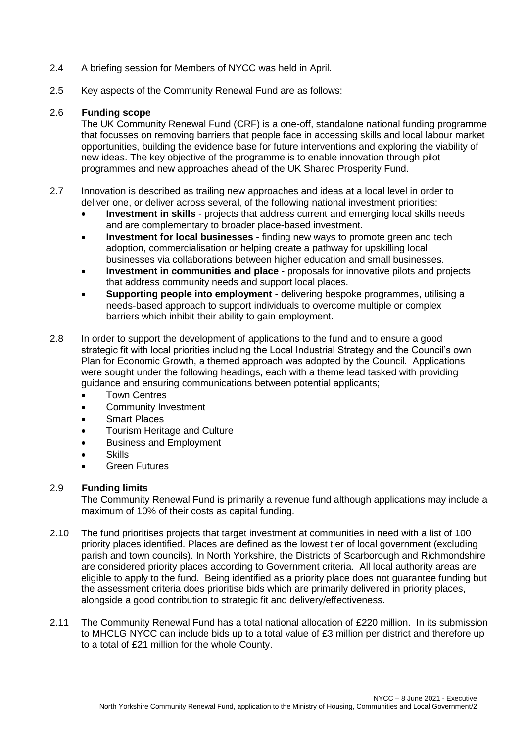2.4 A briefing session for Members of NYCC was held in April.

2.5 Key aspects of the Community Renewal Fund are as follows:

2.6 **Funding scope**

The UK Community Renewal Fund (CRF) is a one-off, standalone national funding programme that focusses on removing barriers that people face in accessing skills and local labour market opportunities, building the evidence base for future interventions and exploring the viability of new ideas. The key objective of the programme is to enable innovation through pilot programmes and new approaches ahead of the UK Shared Prosperity Fund.

2.7 Innovation is described as trailing new approaches and ideas at a local level in order to deliver one, or deliver across several, of the following national investment priorities:

- **Investment in skills** - projects that address current and emerging local skills needs and are complementary to broader place-based investment.
- **Investment for local businesses** - finding new ways to promote green and tech adoption, commercialisation or helping create a pathway for upskilling local businesses via collaborations between higher education and small businesses.
- **Investment in communities and place** - proposals for innovative pilots and projects that address community needs and support local places.
- **Supporting people into employment** - delivering bespoke programmes, utilising a needs-based approach to support individuals to overcome multiple or complex barriers which inhibit their ability to gain employment.

2.8 In order to support the development of applications to the fund and to ensure a good strategic fit with local priorities including the Local Industrial Strategy and the Council's own Plan for Economic Growth, a themed approach was adopted by the Council. Applications were sought under the following headings, each with a theme lead tasked with providing guidance and ensuring communications between potential applicants;

- Town Centres
- Community Investment
- Smart Places
- Tourism Heritage and Culture
- Business and Employment
- Skills
- Green Futures

2.9 **Funding limits**

The Community Renewal Fund is primarily a revenue fund although applications may include a maximum of 10% of their costs as capital funding.

2.10 The fund prioritises projects that target investment at communities in need with a list of 100 priority places identified. Places are defined as the lowest tier of local government (excluding parish and town councils). In North Yorkshire, the Districts of Scarborough and Richmondshire are considered priority places according to Government criteria. All local authority areas are eligible to apply to the fund. Being identified as a priority place does not guarantee funding but the assessment criteria does prioritise bids which are primarily delivered in priority places, alongside a good contribution to strategic fit and delivery/effectiveness.

2.11 The Community Renewal Fund has a total national allocation of £220 million. In its submission to MHCLG NYCC can include bids up to a total value of £3 million per district and therefore up to a total of £21 million for the whole County.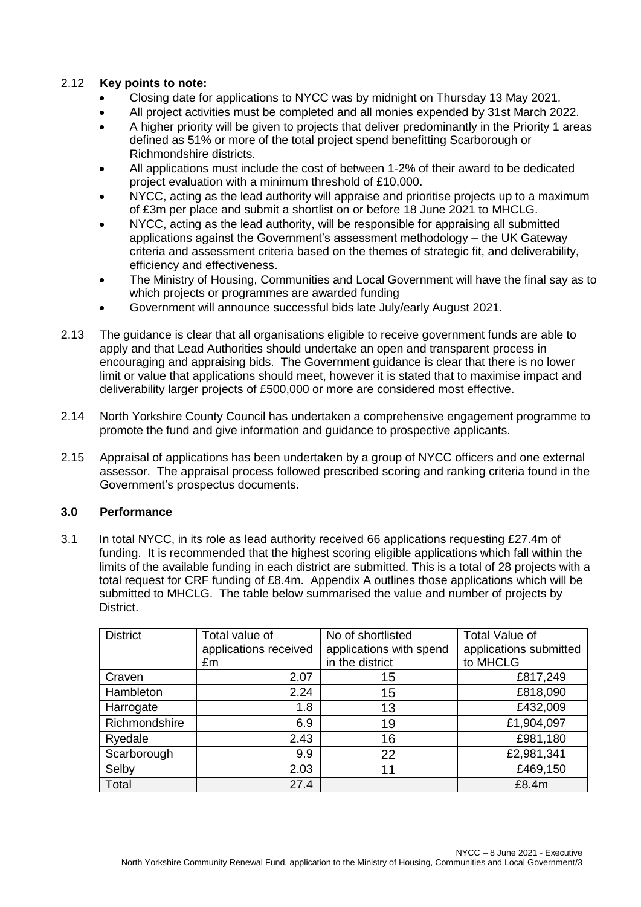2.12 **Key points to note:**

- Closing date for applications to NYCC was by midnight on Thursday 13 May 2021.
- All project activities must be completed and all monies expended by 31st March 2022.
- A higher priority will be given to projects that deliver predominantly in the Priority 1 areas defined as 51% or more of the total project spend benefitting Scarborough or Richmondshire districts.
- All applications must include the cost of between 1-2% of their award to be dedicated project evaluation with a minimum threshold of £10,000.
- NYCC, acting as the lead authority will appraise and prioritise projects up to a maximum of £3m per place and submit a shortlist on or before 18 June 2021 to MHCLG.
- NYCC, acting as the lead authority, will be responsible for appraising all submitted applications against the Government's assessment methodology – the UK Gateway criteria and assessment criteria based on the themes of strategic fit, and deliverability, efficiency and effectiveness.
- The Ministry of Housing, Communities and Local Government will have the final say as to which projects or programmes are awarded funding
- Government will announce successful bids late July/early August 2021.

2.13 The guidance is clear that all organisations eligible to receive government funds are able to apply and that Lead Authorities should undertake an open and transparent process in encouraging and appraising bids. The Government guidance is clear that there is no lower limit or value that applications should meet, however it is stated that to maximise impact and deliverability larger projects of £500,000 or more are considered most effective.

2.14 North Yorkshire County Council has undertaken a comprehensive engagement programme to promote the fund and give information and guidance to prospective applicants.

2.15 Appraisal of applications has been undertaken by a group of NYCC officers and one external assessor. The appraisal process followed prescribed scoring and ranking criteria found in the Government's prospectus documents.

## 3.0 Performance

3.1 In total NYCC, in its role as lead authority received 66 applications requesting £27.4m of funding. It is recommended that the highest scoring eligible applications which fall within the limits of the available funding in each district are submitted. This is a total of 28 projects with a total request for CRF funding of £8.4m. Appendix A outlines those applications which will be submitted to MHCLG. The table below summarised the value and number of projects by District.

| District | Total value of applications received £m | No of shortlisted applications with spend in the district | Total Value of applications submitted to MHCLG |
|---|---|---|---|
| Craven | 2.07 | 15 | £817,249 |
| Hambleton | 2.24 | 15 | £818,090 |
| Harrogate | 1.8 | 13 | £432,009 |
| Richmondshire | 6.9 | 19 | £1,904,097 |
| Ryedale | 2.43 | 16 | £981,180 |
| Scarborough | 9.9 | 22 | £2,981,341 |
| Selby | 2.03 | 11 | £469,150 |
| Total | 27.4 | | £8.4m |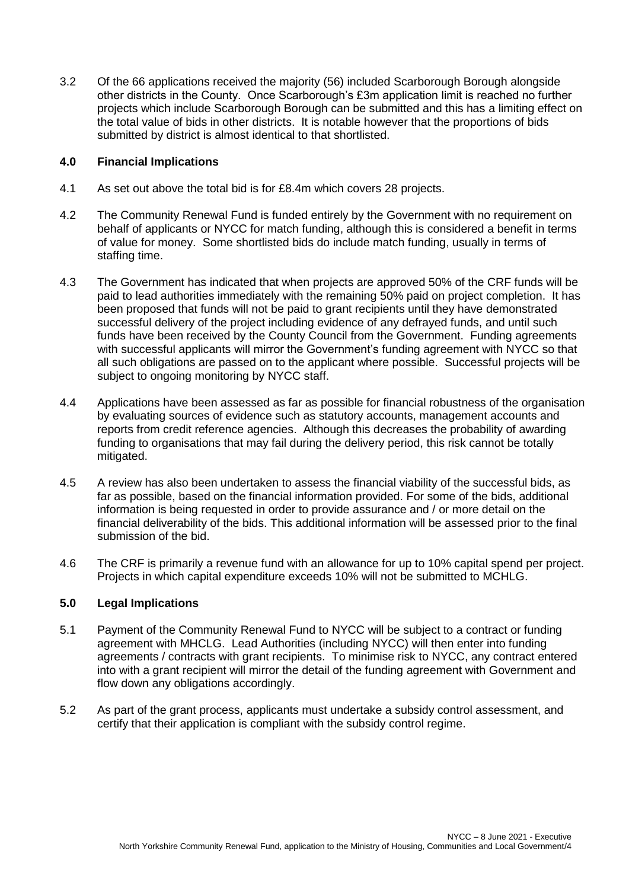3.2 Of the 66 applications received the majority (56) included Scarborough Borough alongside other districts in the County. Once Scarborough's £3m application limit is reached no further projects which include Scarborough Borough can be submitted and this has a limiting effect on the total value of bids in other districts. It is notable however that the proportions of bids submitted by district is almost identical to that shortlisted.

## 4.0 Financial Implications

4.1 As set out above the total bid is for £8.4m which covers 28 projects.

4.2 The Community Renewal Fund is funded entirely by the Government with no requirement on behalf of applicants or NYCC for match funding, although this is considered a benefit in terms of value for money. Some shortlisted bids do include match funding, usually in terms of staffing time.

4.3 The Government has indicated that when projects are approved 50% of the CRF funds will be paid to lead authorities immediately with the remaining 50% paid on project completion. It has been proposed that funds will not be paid to grant recipients until they have demonstrated successful delivery of the project including evidence of any defrayed funds, and until such funds have been received by the County Council from the Government. Funding agreements with successful applicants will mirror the Government's funding agreement with NYCC so that all such obligations are passed on to the applicant where possible. Successful projects will be subject to ongoing monitoring by NYCC staff.

4.4 Applications have been assessed as far as possible for financial robustness of the organisation by evaluating sources of evidence such as statutory accounts, management accounts and reports from credit reference agencies. Although this decreases the probability of awarding funding to organisations that may fail during the delivery period, this risk cannot be totally mitigated.

4.5 A review has also been undertaken to assess the financial viability of the successful bids, as far as possible, based on the financial information provided. For some of the bids, additional information is being requested in order to provide assurance and / or more detail on the financial deliverability of the bids. This additional information will be assessed prior to the final submission of the bid.

4.6 The CRF is primarily a revenue fund with an allowance for up to 10% capital spend per project. Projects in which capital expenditure exceeds 10% will not be submitted to MCHLG.

## 5.0 Legal Implications

5.1 Payment of the Community Renewal Fund to NYCC will be subject to a contract or funding agreement with MHCLG. Lead Authorities (including NYCC) will then enter into funding agreements / contracts with grant recipients. To minimise risk to NYCC, any contract entered into with a grant recipient will mirror the detail of the funding agreement with Government and flow down any obligations accordingly.

5.2 As part of the grant process, applicants must undertake a subsidy control assessment, and certify that their application is compliant with the subsidy control regime.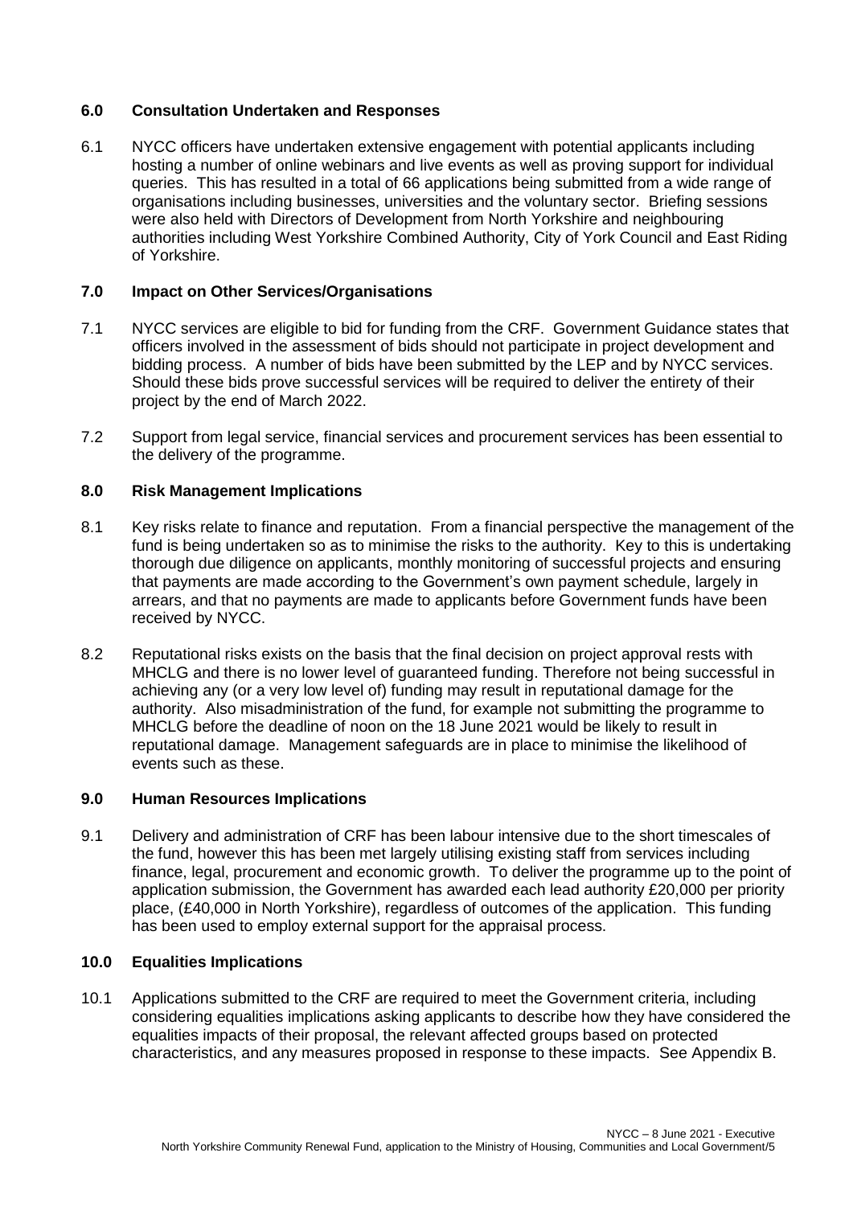## 6.0 Consultation Undertaken and Responses

6.1 NYCC officers have undertaken extensive engagement with potential applicants including hosting a number of online webinars and live events as well as proving support for individual queries. This has resulted in a total of 66 applications being submitted from a wide range of organisations including businesses, universities and the voluntary sector. Briefing sessions were also held with Directors of Development from North Yorkshire and neighbouring authorities including West Yorkshire Combined Authority, City of York Council and East Riding of Yorkshire.

## 7.0 Impact on Other Services/Organisations

7.1 NYCC services are eligible to bid for funding from the CRF. Government Guidance states that officers involved in the assessment of bids should not participate in project development and bidding process. A number of bids have been submitted by the LEP and by NYCC services. Should these bids prove successful services will be required to deliver the entirety of their project by the end of March 2022.

7.2 Support from legal service, financial services and procurement services has been essential to the delivery of the programme.

## 8.0 Risk Management Implications

8.1 Key risks relate to finance and reputation. From a financial perspective the management of the fund is being undertaken so as to minimise the risks to the authority. Key to this is undertaking thorough due diligence on applicants, monthly monitoring of successful projects and ensuring that payments are made according to the Government's own payment schedule, largely in arrears, and that no payments are made to applicants before Government funds have been received by NYCC.

8.2 Reputational risks exists on the basis that the final decision on project approval rests with MHCLG and there is no lower level of guaranteed funding. Therefore not being successful in achieving any (or a very low level of) funding may result in reputational damage for the authority. Also misadministration of the fund, for example not submitting the programme to MHCLG before the deadline of noon on the 18 June 2021 would be likely to result in reputational damage. Management safeguards are in place to minimise the likelihood of events such as these.

## 9.0 Human Resources Implications

9.1 Delivery and administration of CRF has been labour intensive due to the short timescales of the fund, however this has been met largely utilising existing staff from services including finance, legal, procurement and economic growth. To deliver the programme up to the point of application submission, the Government has awarded each lead authority £20,000 per priority place, (£40,000 in North Yorkshire), regardless of outcomes of the application. This funding has been used to employ external support for the appraisal process.

## 10.0 Equalities Implications

10.1 Applications submitted to the CRF are required to meet the Government criteria, including considering equalities implications asking applicants to describe how they have considered the equalities impacts of their proposal, the relevant affected groups based on protected characteristics, and any measures proposed in response to these impacts. See Appendix B.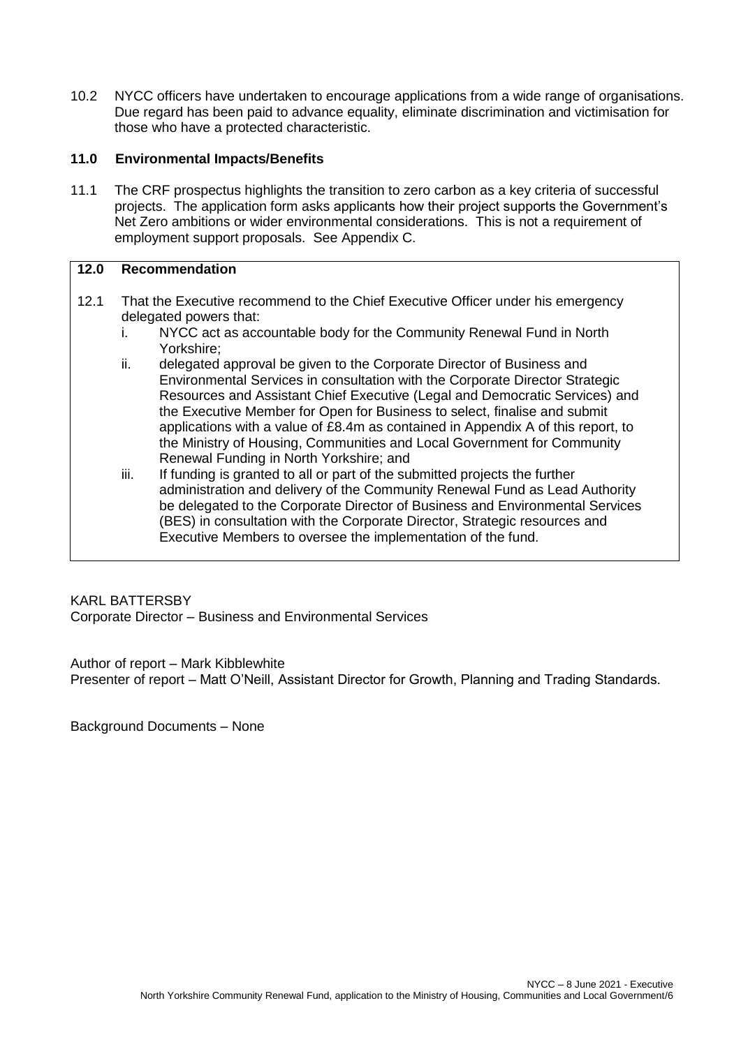10.2 NYCC officers have undertaken to encourage applications from a wide range of organisations. Due regard has been paid to advance equality, eliminate discrimination and victimisation for those who have a protected characteristic.

## 11.0 Environmental Impacts/Benefits

11.1 The CRF prospectus highlights the transition to zero carbon as a key criteria of successful projects. The application form asks applicants how their project supports the Government's Net Zero ambitions or wider environmental considerations. This is not a requirement of employment support proposals. See Appendix C.

## 12.0 Recommendation

12.1 That the Executive recommend to the Chief Executive Officer under his emergency delegated powers that:

i. NYCC act as accountable body for the Community Renewal Fund in North Yorkshire;

ii. delegated approval be given to the Corporate Director of Business and Environmental Services in consultation with the Corporate Director Strategic Resources and Assistant Chief Executive (Legal and Democratic Services) and the Executive Member for Open for Business to select, finalise and submit applications with a value of £8.4m as contained in Appendix A of this report, to the Ministry of Housing, Communities and Local Government for Community Renewal Funding in North Yorkshire; and

iii. If funding is granted to all or part of the submitted projects the further administration and delivery of the Community Renewal Fund as Lead Authority be delegated to the Corporate Director of Business and Environmental Services (BES) in consultation with the Corporate Director, Strategic resources and Executive Members to oversee the implementation of the fund.

KARL BATTERSBY
Corporate Director – Business and Environmental Services

Author of report – Mark Kibblewhite
Presenter of report – Matt O'Neill, Assistant Director for Growth, Planning and Trading Standards.

Background Documents – None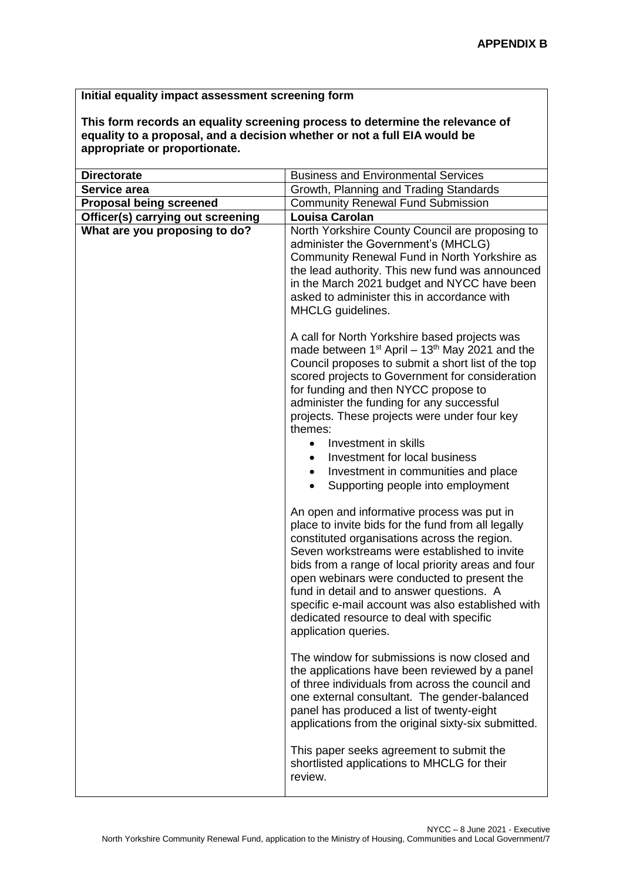**APPENDIX B**

**Initial equality impact assessment screening form**

**This form records an equality screening process to determine the relevance of equality to a proposal, and a decision whether or not a full EIA would be appropriate or proportionate.**

| | |
|---|---|
| **Directorate** | Business and Environmental Services |
| **Service area** | Growth, Planning and Trading Standards |
| **Proposal being screened** | Community Renewal Fund Submission |
| **Officer(s) carrying out screening** | **Louisa Carolan** |
| **What are you proposing to do?** | North Yorkshire County Council are proposing to administer the Government's (MHCLG) Community Renewal Fund in North Yorkshire as the lead authority. This new fund was announced in the March 2021 budget and NYCC have been asked to administer this in accordance with MHCLG guidelines.<br><br>A call for North Yorkshire based projects was made between 1st April – 13th May 2021 and the Council proposes to submit a short list of the top scored projects to Government for consideration for funding and then NYCC propose to administer the funding for any successful projects. These projects were under four key themes:<br>• Investment in skills<br>• Investment for local business<br>• Investment in communities and place<br>• Supporting people into employment<br><br>An open and informative process was put in place to invite bids for the fund from all legally constituted organisations across the region. Seven workstreams were established to invite bids from a range of local priority areas and four open webinars were conducted to present the fund in detail and to answer questions. A specific e-mail account was also established with dedicated resource to deal with specific application queries.<br><br>The window for submissions is now closed and the applications have been reviewed by a panel of three individuals from across the council and one external consultant. The gender-balanced panel has produced a list of twenty-eight applications from the original sixty-six submitted.<br><br>This paper seeks agreement to submit the shortlisted applications to MHCLG for their review. |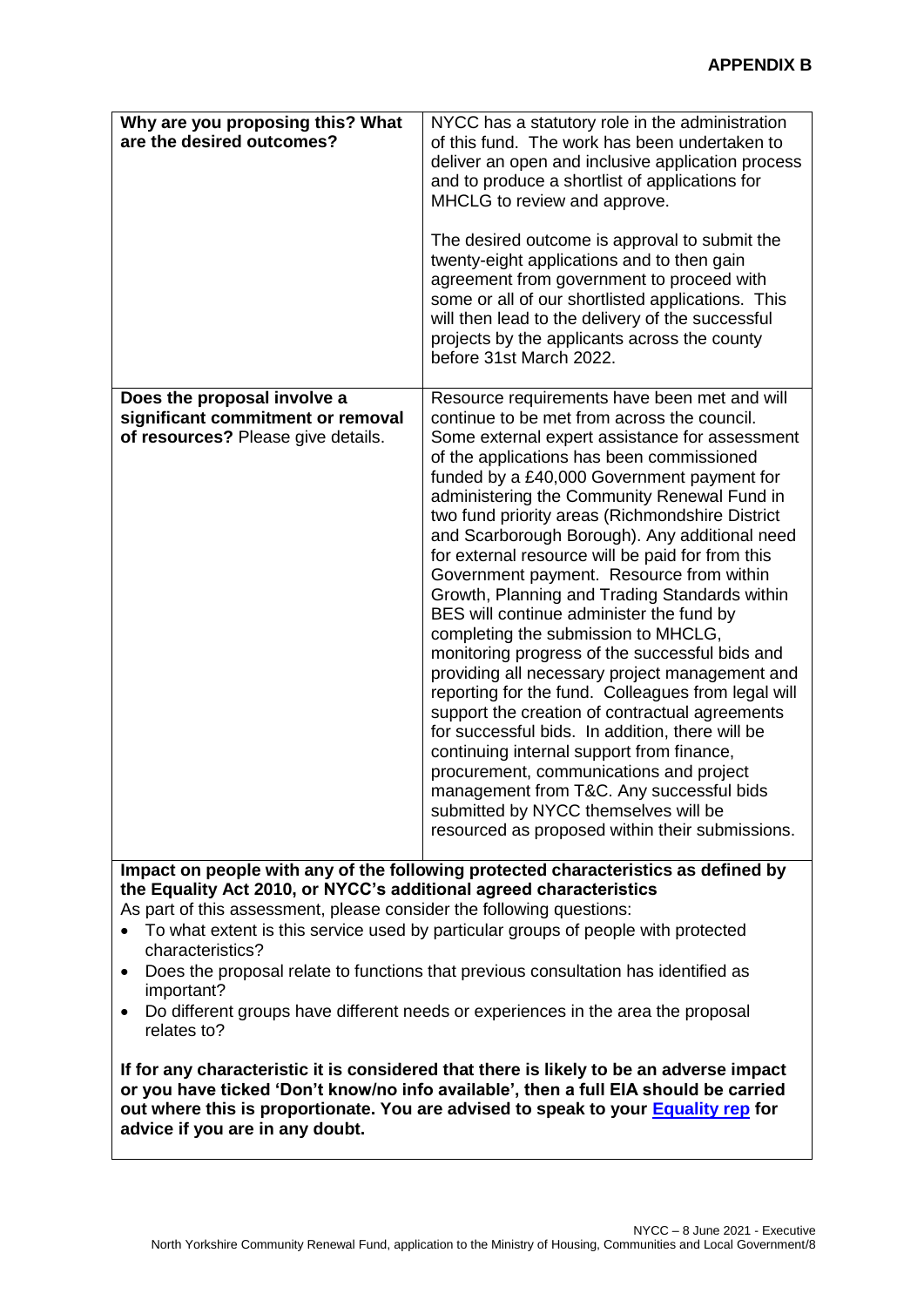**APPENDIX B**

| **Why are you proposing this? What are the desired outcomes?** | NYCC has a statutory role in the administration of this fund. The work has been undertaken to deliver an open and inclusive application process and to produce a shortlist of applications for MHCLG to review and approve.<br><br>The desired outcome is approval to submit the twenty-eight applications and to then gain agreement from government to proceed with some or all of our shortlisted applications. This will then lead to the delivery of the successful projects by the applicants across the county before 31st March 2022. |
|---|---|
| **Does the proposal involve a significant commitment or removal of resources?** Please give details. | Resource requirements have been met and will continue to be met from across the council. Some external expert assistance for assessment of the applications has been commissioned funded by a £40,000 Government payment for administering the Community Renewal Fund in two fund priority areas (Richmondshire District and Scarborough Borough). Any additional need for external resource will be paid for from this Government payment. Resource from within Growth, Planning and Trading Standards within BES will continue administer the fund by completing the submission to MHCLG, monitoring progress of the successful bids and providing all necessary project management and reporting for the fund. Colleagues from legal will support the creation of contractual agreements for successful bids. In addition, there will be continuing internal support from finance, procurement, communications and project management from T&C. Any successful bids submitted by NYCC themselves will be resourced as proposed within their submissions. |

**Impact on people with any of the following protected characteristics as defined by the Equality Act 2010, or NYCC's additional agreed characteristics**

As part of this assessment, please consider the following questions:

- To what extent is this service used by particular groups of people with protected characteristics?
- Does the proposal relate to functions that previous consultation has identified as important?
- Do different groups have different needs or experiences in the area the proposal relates to?

**If for any characteristic it is considered that there is likely to be an adverse impact or you have ticked 'Don't know/no info available', then a full EIA should be carried out where this is proportionate. You are advised to speak to your Equality rep for advice if you are in any doubt.**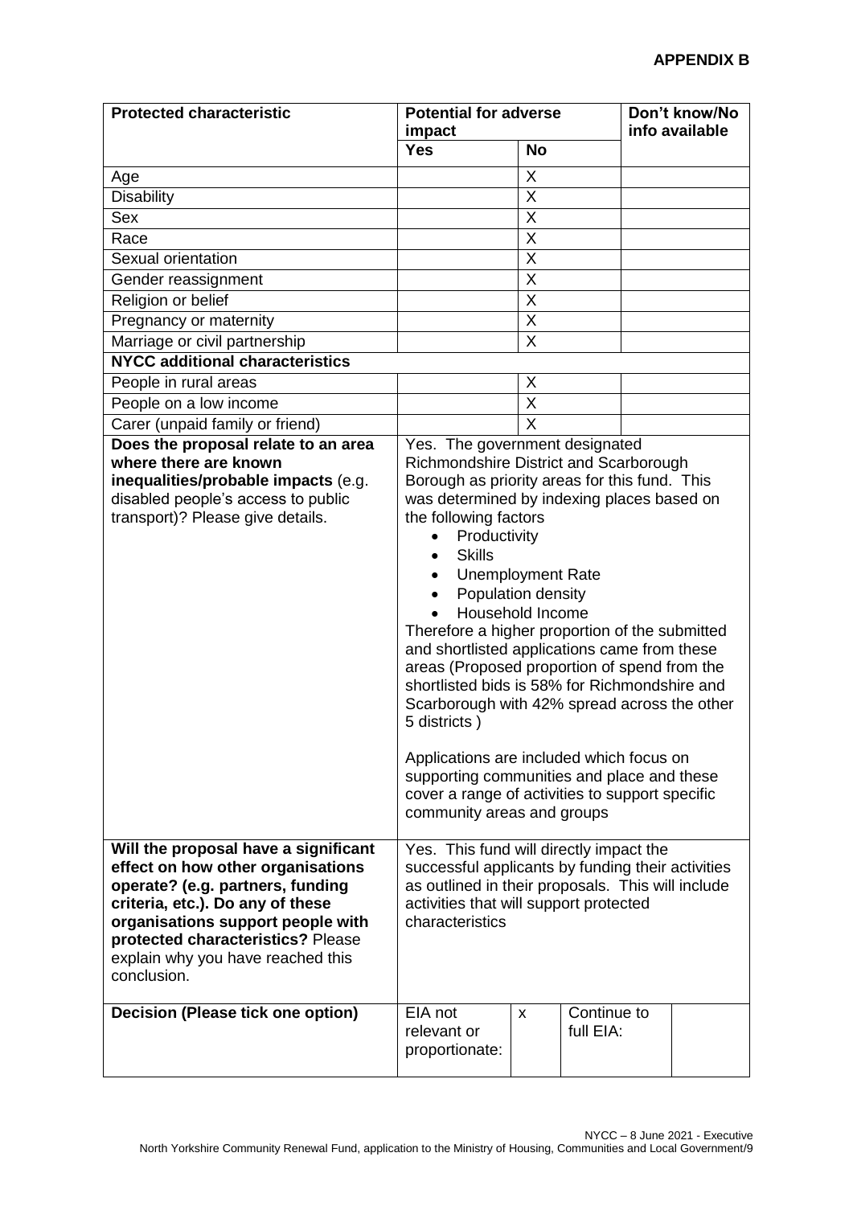**APPENDIX B**

| Protected characteristic | Potential for adverse impact | | Don't know/No info available |
|---|---|---|---|
| | **Yes** | **No** | |
| Age | | X | |
| Disability | | X | |
| Sex | | X | |
| Race | | X | |
| Sexual orientation | | X | |
| Gender reassignment | | X | |
| Religion or belief | | X | |
| Pregnancy or maternity | | X | |
| Marriage or civil partnership | | X | |
| **NYCC additional characteristics** | | | |
| People in rural areas | | X | |
| People on a low income | | X | |
| Carer (unpaid family or friend) | | X | |
| **Does the proposal relate to an area where there are known inequalities/probable impacts** (e.g. disabled people's access to public transport)? Please give details. | Yes. The government designated Richmondshire District and Scarborough Borough as priority areas for this fund. This was determined by indexing places based on the following factors<br>• Productivity<br>• Skills<br>• Unemployment Rate<br>• Population density<br>• Household Income<br>Therefore a higher proportion of the submitted and shortlisted applications came from these areas (Proposed proportion of spend from the shortlisted bids is 58% for Richmondshire and Scarborough with 42% spread across the other 5 districts )<br><br>Applications are included which focus on supporting communities and place and these cover a range of activities to support specific community areas and groups | | |
| **Will the proposal have a significant effect on how other organisations operate? (e.g. partners, funding criteria, etc.). Do any of these organisations support people with protected characteristics?** Please explain why you have reached this conclusion. | Yes. This fund will directly impact the successful applicants by funding their activities as outlined in their proposals. This will include activities that will support protected characteristics | | |
| **Decision (Please tick one option)** | EIA not relevant or proportionate: x | Continue to full EIA: | |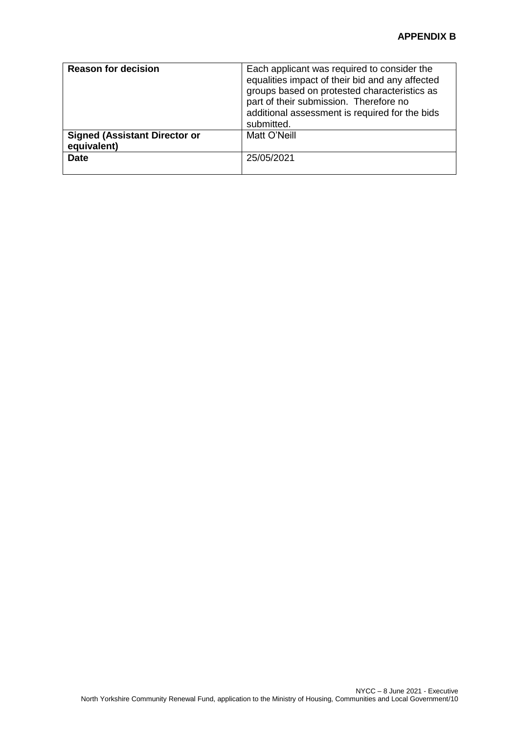**APPENDIX B**

| **Reason for decision** | Each applicant was required to consider the equalities impact of their bid and any affected groups based on protested characteristics as part of their submission. Therefore no additional assessment is required for the bids submitted. |
|---|---|
| **Signed (Assistant Director or equivalent)** | Matt O'Neill |
| **Date** | 25/05/2021 |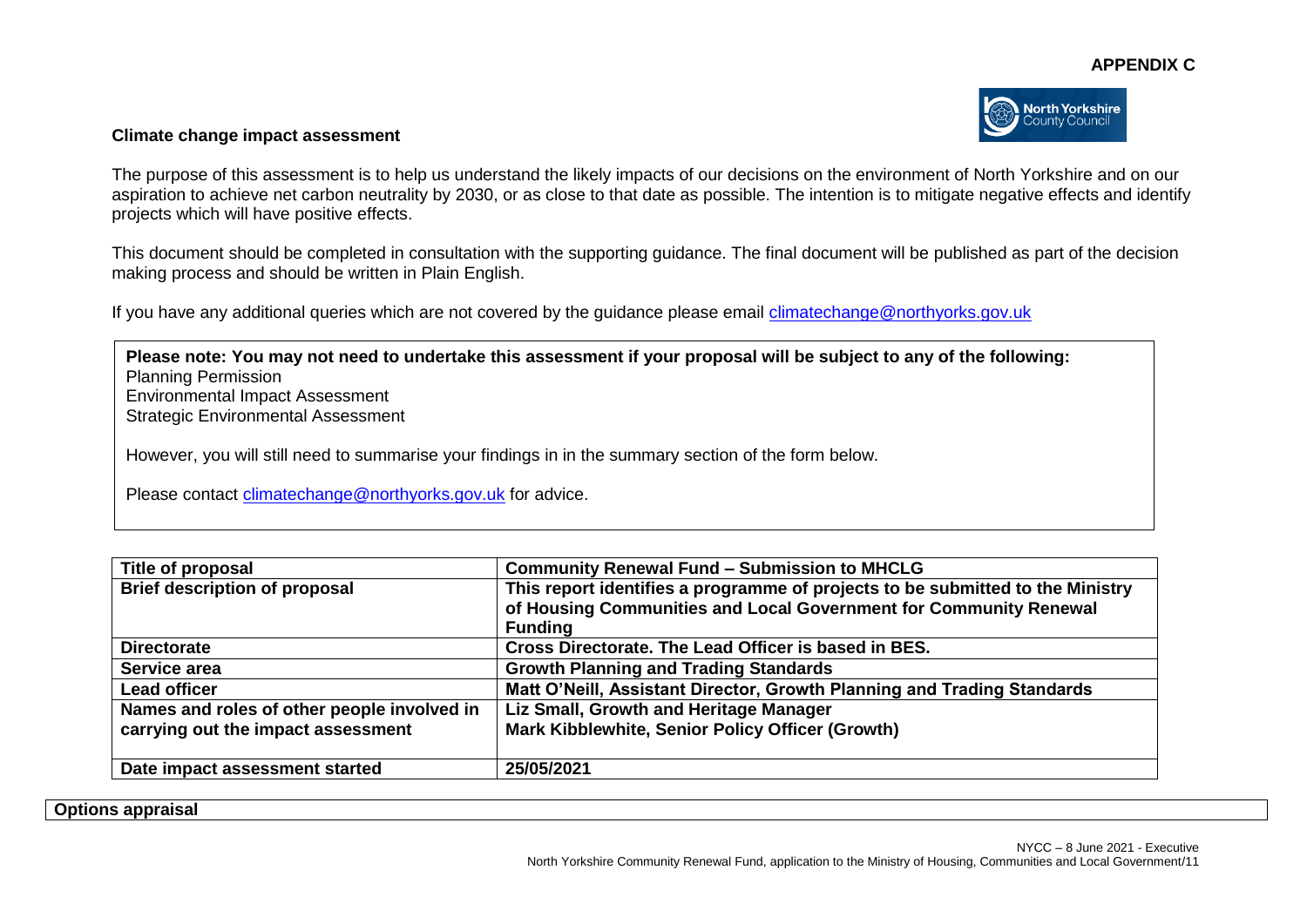**APPENDIX C**

**Climate change impact assessment**

The purpose of this assessment is to help us understand the likely impacts of our decisions on the environment of North Yorkshire and on our aspiration to achieve net carbon neutrality by 2030, or as close to that date as possible. The intention is to mitigate negative effects and identify projects which will have positive effects.

This document should be completed in consultation with the supporting guidance. The final document will be published as part of the decision making process and should be written in Plain English.

If you have any additional queries which are not covered by the guidance please email climatechange@northyorks.gov.uk

**Please note: You may not need to undertake this assessment if your proposal will be subject to any of the following:**
Planning Permission
Environmental Impact Assessment
Strategic Environmental Assessment

However, you will still need to summarise your findings in in the summary section of the form below.

Please contact climatechange@northyorks.gov.uk for advice.

| | |
|---|---|
| **Title of proposal** | **Community Renewal Fund – Submission to MHCLG** |
| **Brief description of proposal** | **This report identifies a programme of projects to be submitted to the Ministry of Housing Communities and Local Government for Community Renewal Funding** |
| **Directorate** | **Cross Directorate. The Lead Officer is based in BES.** |
| **Service area** | **Growth Planning and Trading Standards** |
| **Lead officer** | **Matt O'Neill, Assistant Director, Growth Planning and Trading Standards** |
| **Names and roles of other people involved in carrying out the impact assessment** | **Liz Small, Growth and Heritage Manager**<br>**Mark Kibblewhite, Senior Policy Officer (Growth)** |
| **Date impact assessment started** | **25/05/2021** |

**Options appraisal**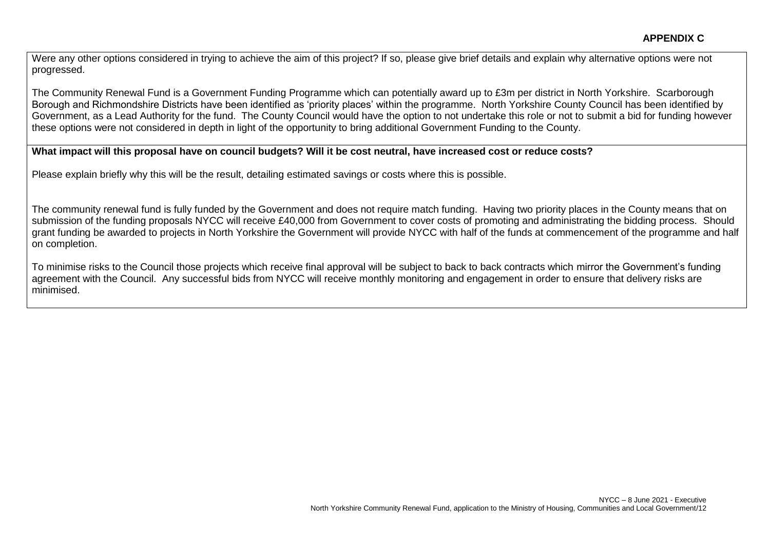**APPENDIX C**

Were any other options considered in trying to achieve the aim of this project? If so, please give brief details and explain why alternative options were not progressed.

The Community Renewal Fund is a Government Funding Programme which can potentially award up to £3m per district in North Yorkshire. Scarborough Borough and Richmondshire Districts have been identified as 'priority places' within the programme. North Yorkshire County Council has been identified by Government, as a Lead Authority for the fund. The County Council would have the option to not undertake this role or not to submit a bid for funding however these options were not considered in depth in light of the opportunity to bring additional Government Funding to the County.

**What impact will this proposal have on council budgets? Will it be cost neutral, have increased cost or reduce costs?**

Please explain briefly why this will be the result, detailing estimated savings or costs where this is possible.

The community renewal fund is fully funded by the Government and does not require match funding. Having two priority places in the County means that on submission of the funding proposals NYCC will receive £40,000 from Government to cover costs of promoting and administrating the bidding process. Should grant funding be awarded to projects in North Yorkshire the Government will provide NYCC with half of the funds at commencement of the programme and half on completion.

To minimise risks to the Council those projects which receive final approval will be subject to back to back contracts which mirror the Government's funding agreement with the Council. Any successful bids from NYCC will receive monthly monitoring and engagement in order to ensure that delivery risks are minimised.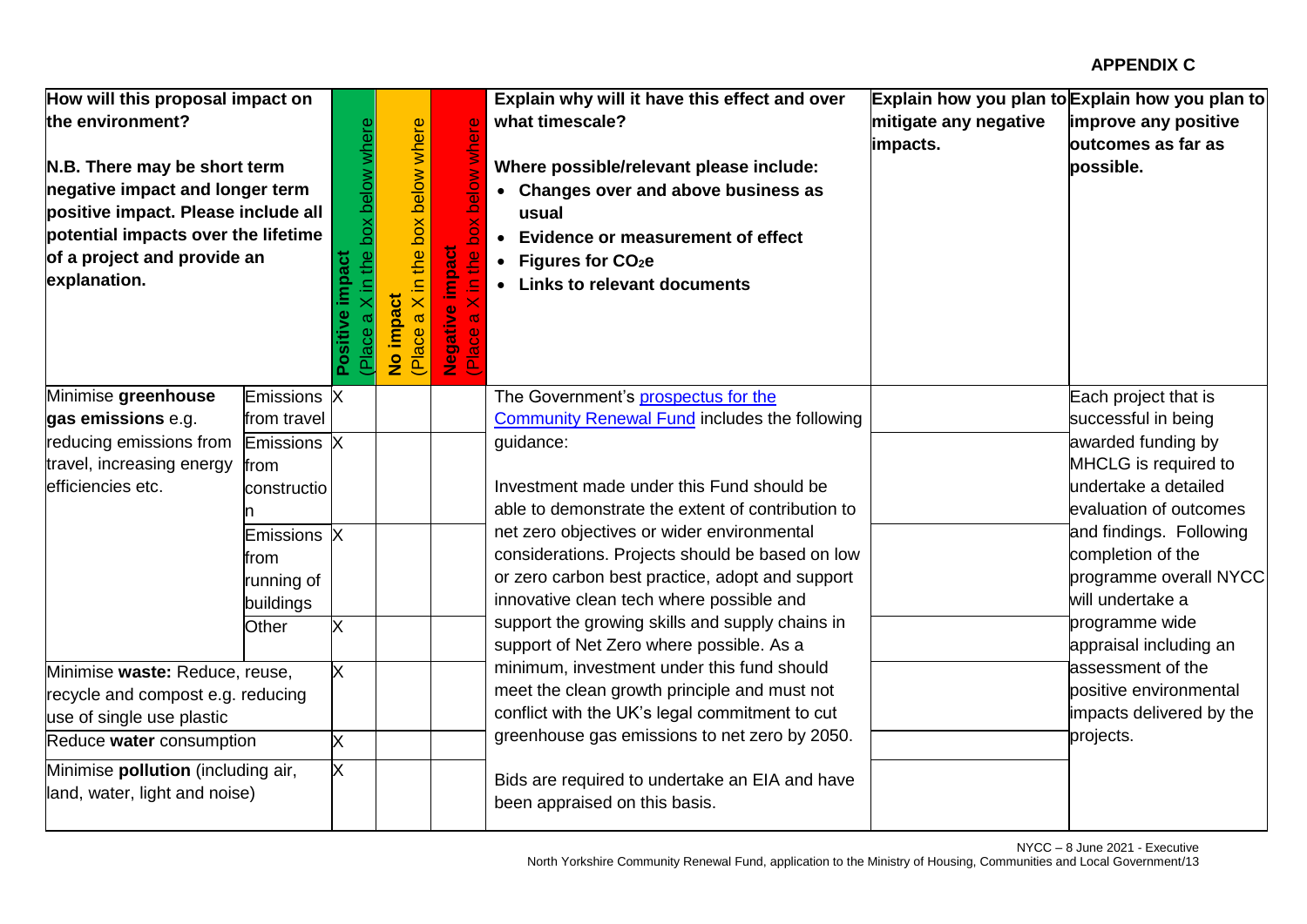**APPENDIX C**

| How will this proposal impact on the environment?<br><br>N.B. There may be short term negative impact and longer term positive impact. Please include all potential impacts over the lifetime of a project and provide an explanation. | | Positive impact (Place a X in the box below where | No impact (Place a X in the box below where | Negative impact (Place a X in the box below where | Explain why will it have this effect and over what timescale?<br><br>Where possible/relevant please include:<br>• Changes over and above business as usual<br>• Evidence or measurement of effect<br>• Figures for $CO_2e$<br>• Links to relevant documents | Explain how you plan to mitigate any negative impacts. | Explain how you plan to improve any positive outcomes as far as possible. |
|---|---|---|---|---|---|---|---|
| Minimise **greenhouse gas emissions** e.g. reducing emissions from travel, increasing energy efficiencies etc. | Emissions from travel | X | | | The Government's [prospectus for the Community Renewal Fund](#) includes the following guidance:<br><br>Investment made under this Fund should be able to demonstrate the extent of contribution to net zero objectives or wider environmental considerations. Projects should be based on low or zero carbon best practice, adopt and support innovative clean tech where possible and support the growing skills and supply chains in support of Net Zero where possible. As a minimum, investment under this fund should meet the clean growth principle and must not conflict with the UK's legal commitment to cut greenhouse gas emissions to net zero by 2050.<br><br>Bids are required to undertake an EIA and have been appraised on this basis. | | Each project that is successful in being awarded funding by MHCLG is required to undertake a detailed evaluation of outcomes and findings. Following completion of the programme overall NYCC will undertake a programme wide appraisal including an assessment of the positive environmental impacts delivered by the projects. |
| | Emissions from construction | X | | | | | |
| | Emissions from running of buildings | X | | | | | |
| | Other | X | | | | | |
| Minimise **waste:** Reduce, reuse, recycle and compost e.g. reducing use of single use plastic | | X | | | | | |
| Reduce **water** consumption | | X | | | | | |
| Minimise **pollution** (including air, land, water, light and noise) | | X | | | | | |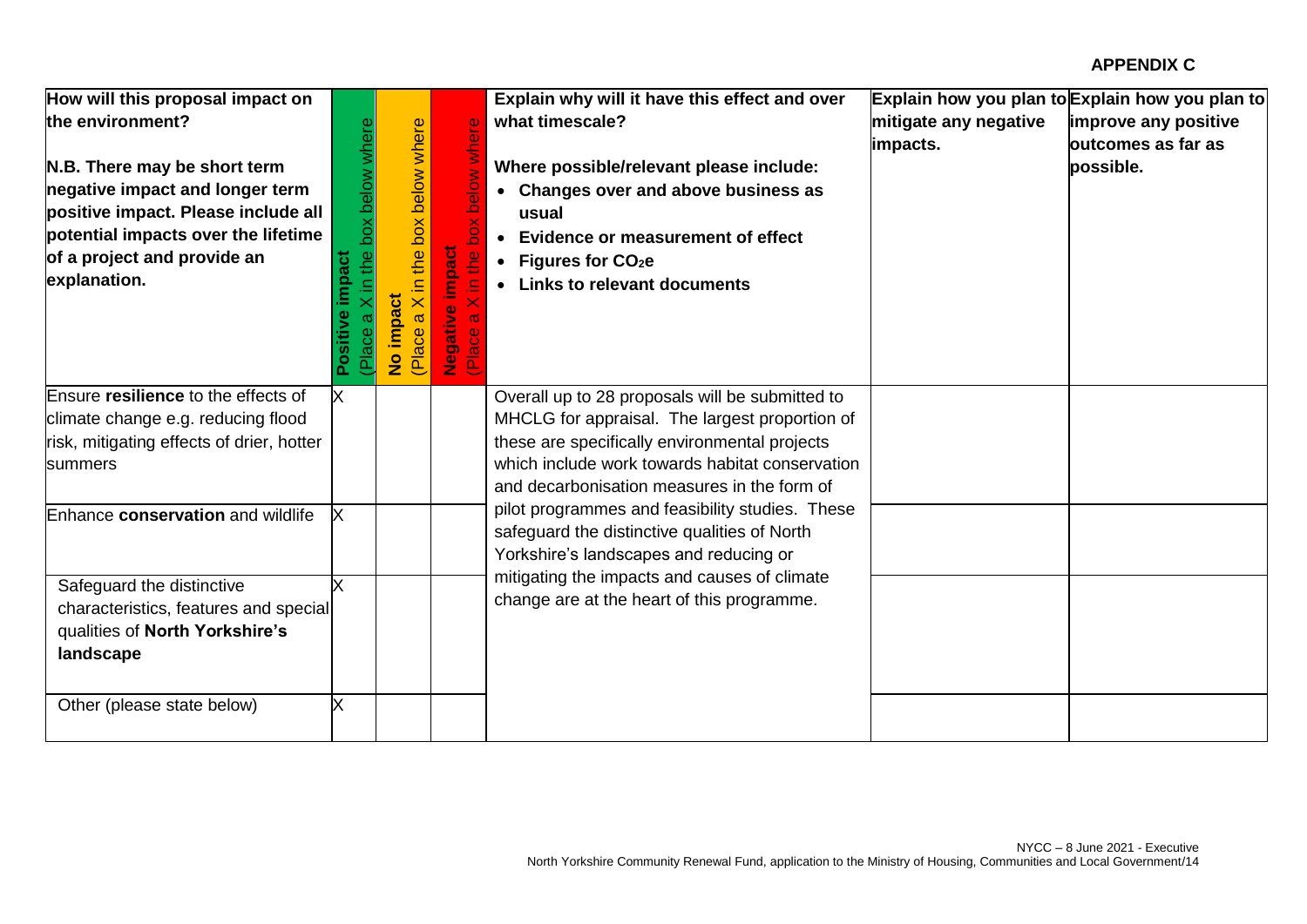**APPENDIX C**

| How will this proposal impact on the environment?<br><br>**N.B. There may be short term negative impact and longer term positive impact. Please include all potential impacts over the lifetime of a project and provide an explanation.** | **Positive impact** (Place a X in the box below where | **No impact** (Place a X in the box below where | **Negative impact** (Place a X in the box below where | **Explain why will it have this effect and over what timescale?**<br><br>**Where possible/relevant please include:**<br>• **Changes over and above business as usual**<br>• **Evidence or measurement of effect**<br>• **Figures for $CO_2e$**<br>• **Links to relevant documents** | **Explain how you plan to mitigate any negative impacts.** | **Explain how you plan to improve any positive outcomes as far as possible.** |
|---|---|---|---|---|---|---|
| Ensure **resilience** to the effects of climate change e.g. reducing flood risk, mitigating effects of drier, hotter summers | X | | | Overall up to 28 proposals will be submitted to MHCLG for appraisal. The largest proportion of these are specifically environmental projects which include work towards habitat conservation and decarbonisation measures in the form of pilot programmes and feasibility studies. These safeguard the distinctive qualities of North Yorkshire's landscapes and reducing or mitigating the impacts and causes of climate change are at the heart of this programme. | | |
| Enhance **conservation** and wildlife | X | | | | | |
| Safeguard the distinctive characteristics, features and special qualities of **North Yorkshire's landscape** | X | | | | | |
| Other (please state below) | X | | | | | |

NYCC – 8 June 2021 - Executive
North Yorkshire Community Renewal Fund, application to the Ministry of Housing, Communities and Local Government/14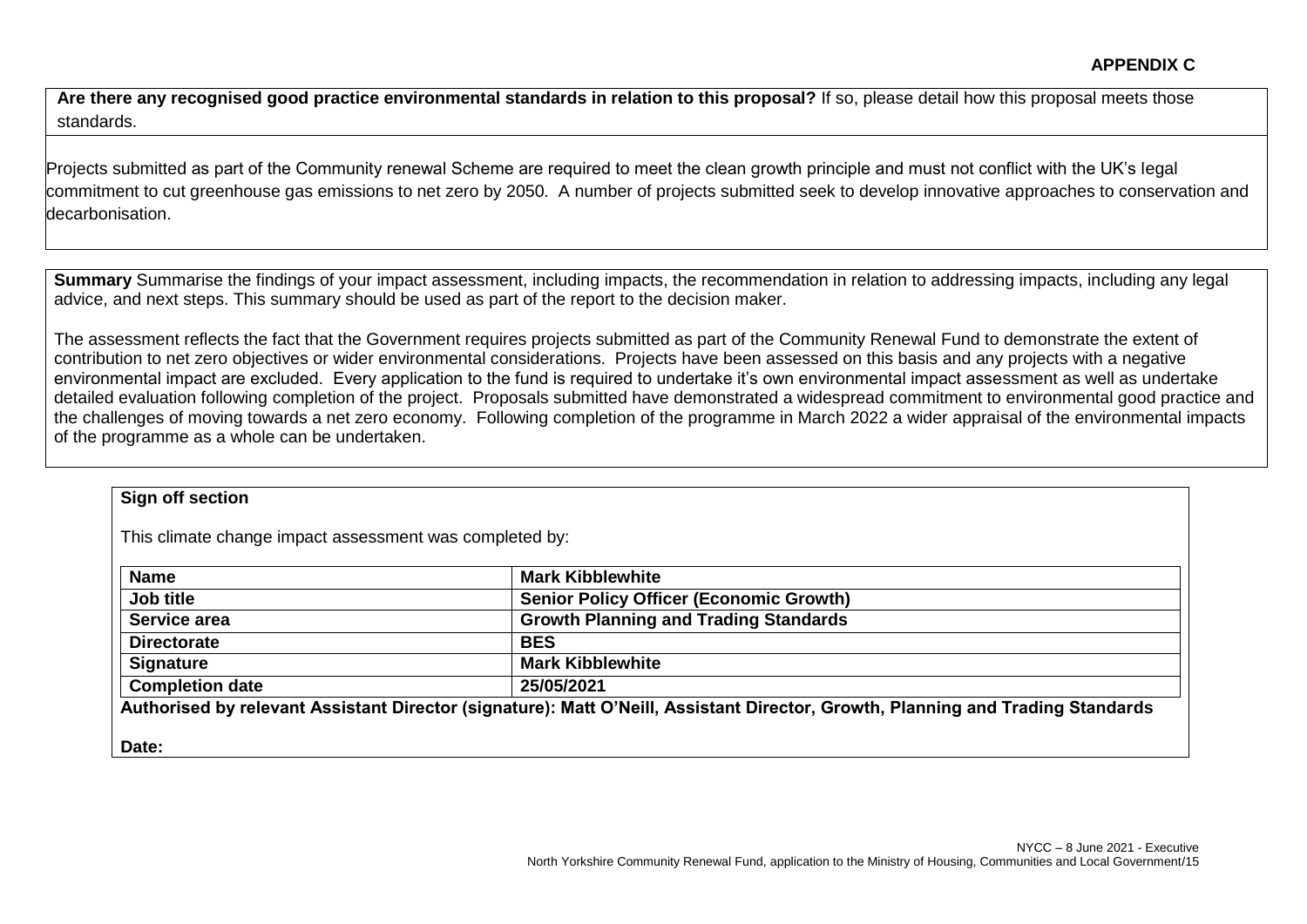**APPENDIX C**

**Are there any recognised good practice environmental standards in relation to this proposal?** If so, please detail how this proposal meets those standards.

Projects submitted as part of the Community renewal Scheme are required to meet the clean growth principle and must not conflict with the UK's legal commitment to cut greenhouse gas emissions to net zero by 2050. A number of projects submitted seek to develop innovative approaches to conservation and decarbonisation.

**Summary** Summarise the findings of your impact assessment, including impacts, the recommendation in relation to addressing impacts, including any legal advice, and next steps. This summary should be used as part of the report to the decision maker.

The assessment reflects the fact that the Government requires projects submitted as part of the Community Renewal Fund to demonstrate the extent of contribution to net zero objectives or wider environmental considerations. Projects have been assessed on this basis and any projects with a negative environmental impact are excluded. Every application to the fund is required to undertake it's own environmental impact assessment as well as undertake detailed evaluation following completion of the project. Proposals submitted have demonstrated a widespread commitment to environmental good practice and the challenges of moving towards a net zero economy. Following completion of the programme in March 2022 a wider appraisal of the environmental impacts of the programme as a whole can be undertaken.

**Sign off section**

This climate change impact assessment was completed by:

| | |
|---|---|
| **Name** | **Mark Kibblewhite** |
| **Job title** | **Senior Policy Officer (Economic Growth)** |
| **Service area** | **Growth Planning and Trading Standards** |
| **Directorate** | **BES** |
| **Signature** | **Mark Kibblewhite** |
| **Completion date** | **25/05/2021** |

**Authorised by relevant Assistant Director (signature): Matt O'Neill, Assistant Director, Growth, Planning and Trading Standards**

**Date:**